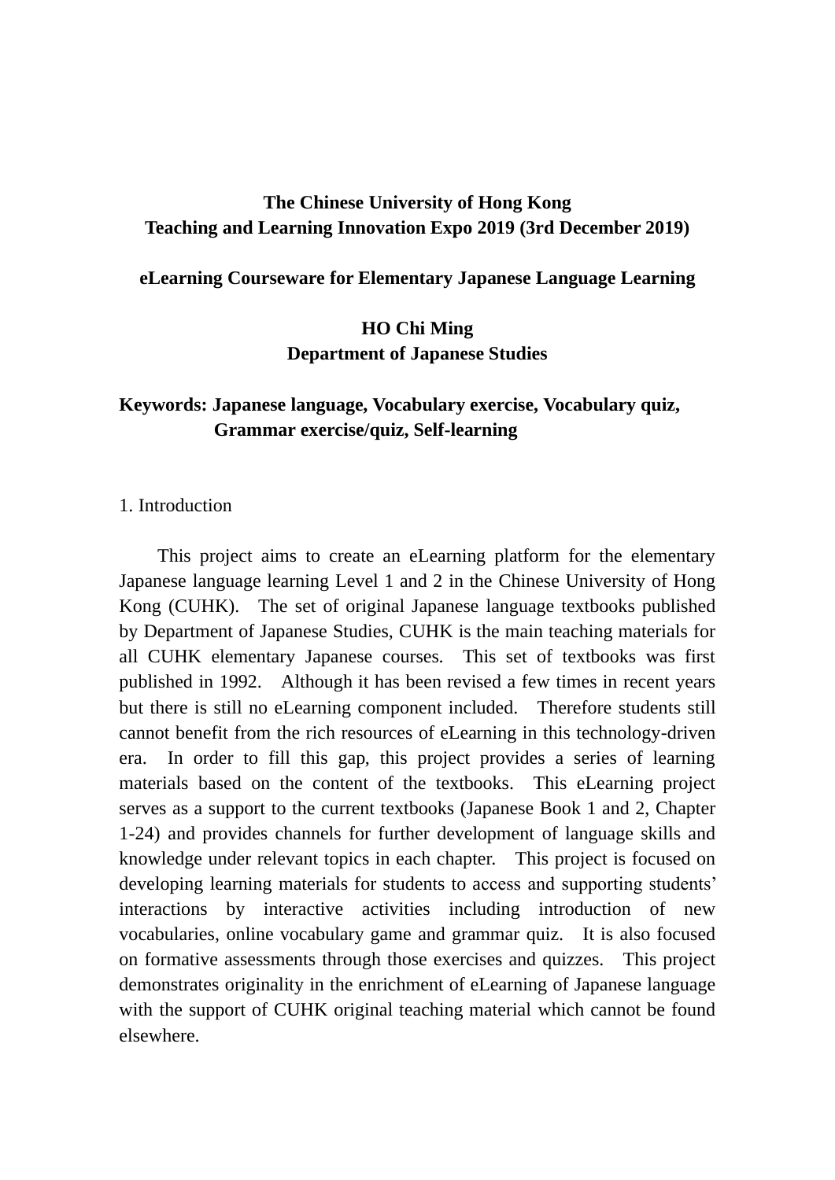**The Chinese University of Hong Kong**
**Teaching and Learning Innovation Expo 2019 (3rd December 2019)**

# eLearning Courseware for Elementary Japanese Language Learning

**HO Chi Ming**
**Department of Japanese Studies**

**Keywords: Japanese language, Vocabulary exercise, Vocabulary quiz, Grammar exercise/quiz, Self-learning**

## 1. Introduction

This project aims to create an eLearning platform for the elementary Japanese language learning Level 1 and 2 in the Chinese University of Hong Kong (CUHK). The set of original Japanese language textbooks published by Department of Japanese Studies, CUHK is the main teaching materials for all CUHK elementary Japanese courses. This set of textbooks was first published in 1992. Although it has been revised a few times in recent years but there is still no eLearning component included. Therefore students still cannot benefit from the rich resources of eLearning in this technology-driven era. In order to fill this gap, this project provides a series of learning materials based on the content of the textbooks. This eLearning project serves as a support to the current textbooks (Japanese Book 1 and 2, Chapter 1-24) and provides channels for further development of language skills and knowledge under relevant topics in each chapter. This project is focused on developing learning materials for students to access and supporting students' interactions by interactive activities including introduction of new vocabularies, online vocabulary game and grammar quiz. It is also focused on formative assessments through those exercises and quizzes. This project demonstrates originality in the enrichment of eLearning of Japanese language with the support of CUHK original teaching material which cannot be found elsewhere.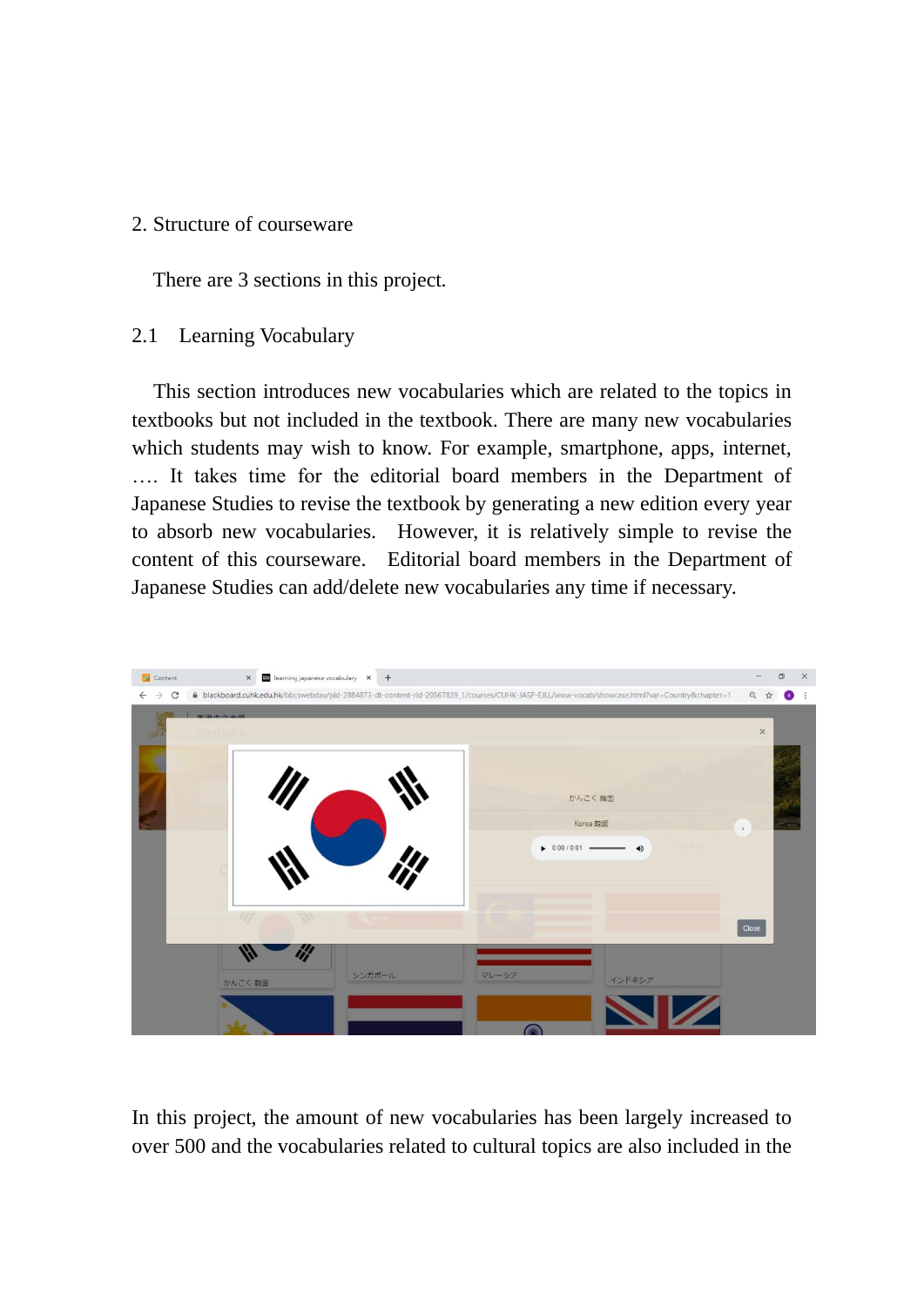## 2. Structure of courseware

There are 3 sections in this project.

### 2.1 Learning Vocabulary

This section introduces new vocabularies which are related to the topics in textbooks but not included in the textbook. There are many new vocabularies which students may wish to know. For example, smartphone, apps, internet, …. It takes time for the editorial board members in the Department of Japanese Studies to revise the textbook by generating a new edition every year to absorb new vocabularies. However, it is relatively simple to revise the content of this courseware. Editorial board members in the Department of Japanese Studies can add/delete new vocabularies any time if necessary.

In this project, the amount of new vocabularies has been largely increased to over 500 and the vocabularies related to cultural topics are also included in the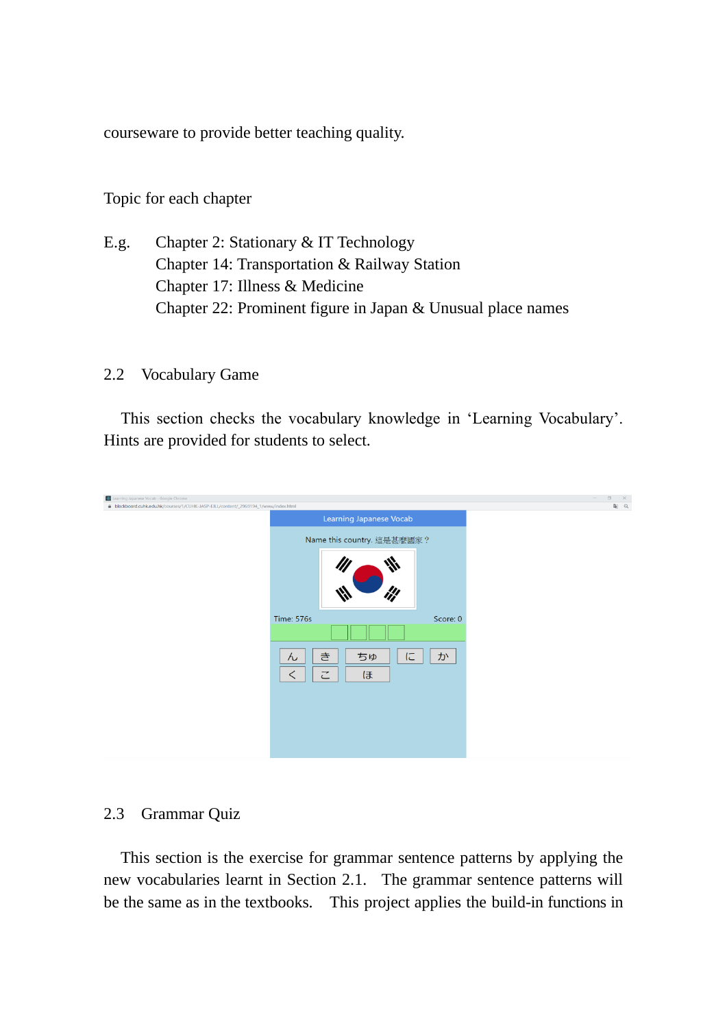courseware to provide better teaching quality.

Topic for each chapter

E.g. Chapter 2: Stationary & IT Technology
Chapter 14: Transportation & Railway Station
Chapter 17: Illness & Medicine
Chapter 22: Prominent figure in Japan & Unusual place names

## 2.2 Vocabulary Game

This section checks the vocabulary knowledge in ‘Learning Vocabulary’. Hints are provided for students to select.

## 2.3 Grammar Quiz

This section is the exercise for grammar sentence patterns by applying the new vocabularies learnt in Section 2.1. The grammar sentence patterns will be the same as in the textbooks. This project applies the build-in functions in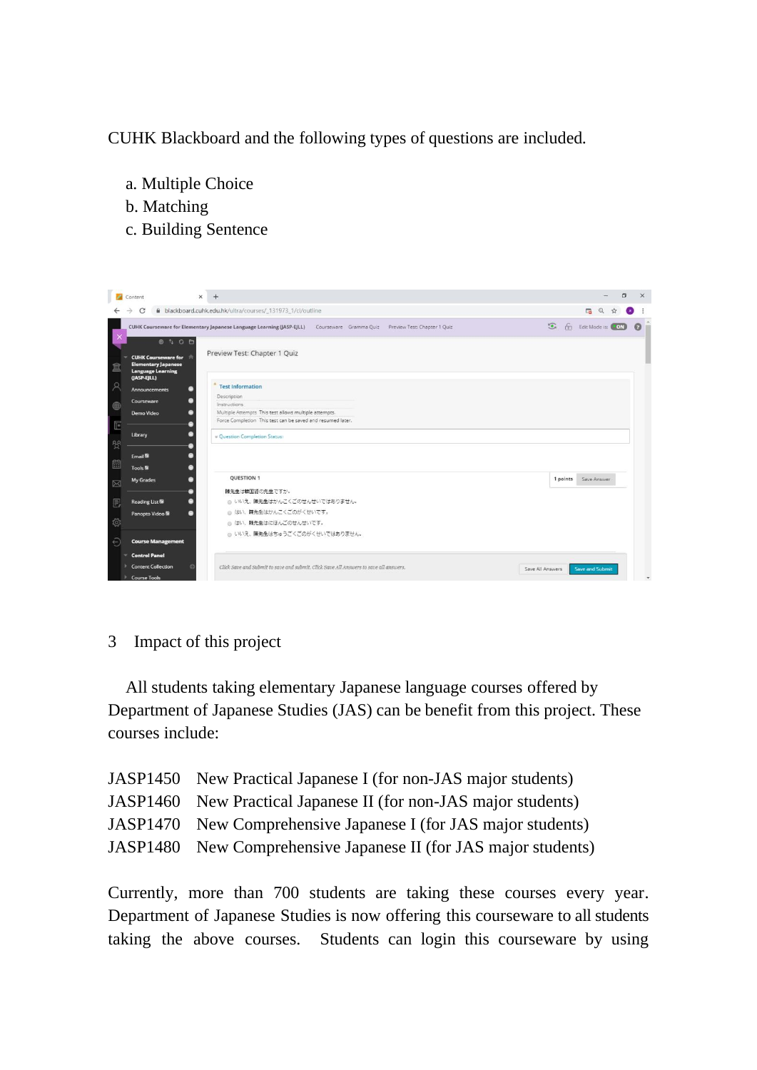CUHK Blackboard and the following types of questions are included.

a. Multiple Choice
b. Matching
c. Building Sentence

## 3 Impact of this project

All students taking elementary Japanese language courses offered by Department of Japanese Studies (JAS) can be benefit from this project. These courses include:

JASP1450 New Practical Japanese I (for non-JAS major students)
JASP1460 New Practical Japanese II (for non-JAS major students)
JASP1470 New Comprehensive Japanese I (for JAS major students)
JASP1480 New Comprehensive Japanese II (for JAS major students)

Currently, more than 700 students are taking these courses every year. Department of Japanese Studies is now offering this courseware to all students taking the above courses. Students can login this courseware by using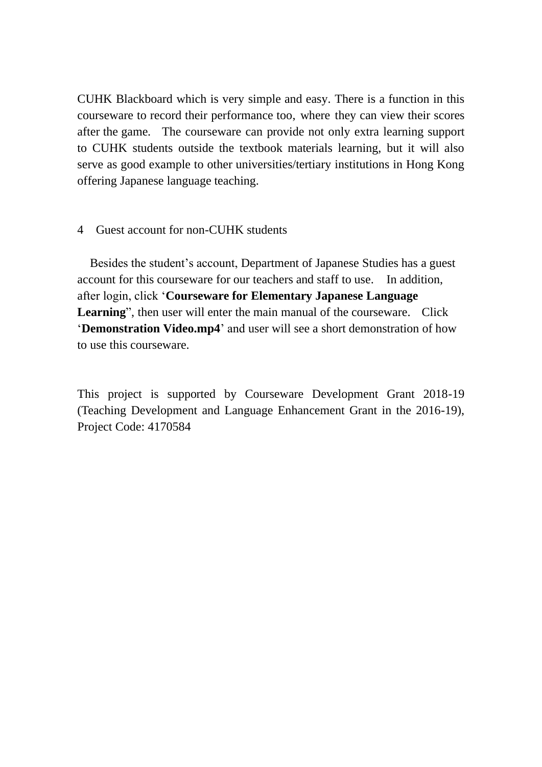CUHK Blackboard which is very simple and easy. There is a function in this courseware to record their performance too, where they can view their scores after the game. The courseware can provide not only extra learning support to CUHK students outside the textbook materials learning, but it will also serve as good example to other universities/tertiary institutions in Hong Kong offering Japanese language teaching.

## 4 Guest account for non-CUHK students

Besides the student's account, Department of Japanese Studies has a guest account for this courseware for our teachers and staff to use. In addition, after login, click '**Courseware for Elementary Japanese Language Learning**", then user will enter the main manual of the courseware. Click '**Demonstration Video.mp4**' and user will see a short demonstration of how to use this courseware.

This project is supported by Courseware Development Grant 2018-19 (Teaching Development and Language Enhancement Grant in the 2016-19), Project Code: 4170584